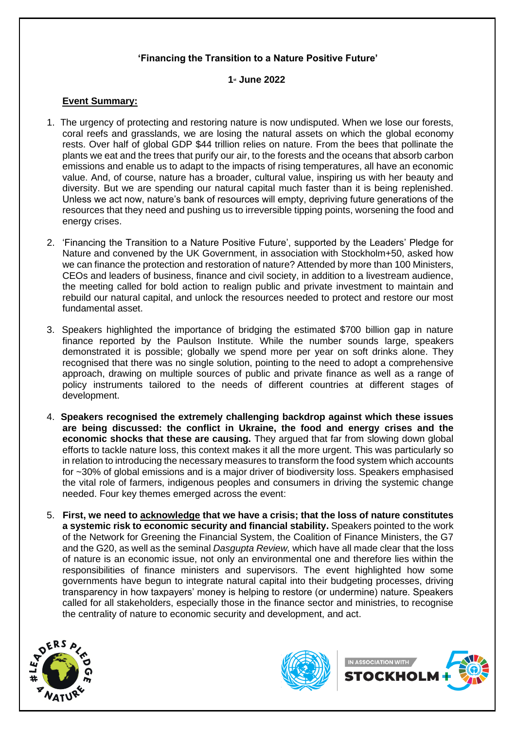**'Financing the Transition to a Nature Positive Future'**

**1st June 2022**

**Event Summary:**

1. The urgency of protecting and restoring nature is now undisputed. When we lose our forests, coral reefs and grasslands, we are losing the natural assets on which the global economy rests. Over half of global GDP $44 trillion relies on nature. From the bees that pollinate the plants we eat and the trees that purify our air, to the forests and the oceans that absorb carbon emissions and enable us to adapt to the impacts of rising temperatures, all have an economic value. And, of course, nature has a broader, cultural value, inspiring us with her beauty and diversity. But we are spending our natural capital much faster than it is being replenished. Unless we act now, nature's bank of resources will empty, depriving future generations of the resources that they need and pushing us to irreversible tipping points, worsening the food and energy crises.

2. 'Financing the Transition to a Nature Positive Future', supported by the Leaders' Pledge for Nature and convened by the UK Government, in association with Stockholm+50, asked how we can finance the protection and restoration of nature? Attended by more than 100 Ministers, CEOs and leaders of business, finance and civil society, in addition to a livestream audience, the meeting called for bold action to realign public and private investment to maintain and rebuild our natural capital, and unlock the resources needed to protect and restore our most fundamental asset.

3. Speakers highlighted the importance of bridging the estimated $700 billion gap in nature finance reported by the Paulson Institute. While the number sounds large, speakers demonstrated it is possible; globally we spend more per year on soft drinks alone. They recognised that there was no single solution, pointing to the need to adopt a comprehensive approach, drawing on multiple sources of public and private finance as well as a range of policy instruments tailored to the needs of different countries at different stages of development.

4. **Speakers recognised the extremely challenging backdrop against which these issues are being discussed: the conflict in Ukraine, the food and energy crises and the economic shocks that these are causing.** They argued that far from slowing down global efforts to tackle nature loss, this context makes it all the more urgent. This was particularly so in relation to introducing the necessary measures to transform the food system which accounts for ~30% of global emissions and is a major driver of biodiversity loss. Speakers emphasised the vital role of farmers, indigenous peoples and consumers in driving the systemic change needed. Four key themes emerged across the event:

5. **First, we need to acknowledge that we have a crisis; that the loss of nature constitutes a systemic risk to economic security and financial stability.** Speakers pointed to the work of the Network for Greening the Financial System, the Coalition of Finance Ministers, the G7 and the G20, as well as the seminal *Dasgupta Review,* which have all made clear that the loss of nature is an economic issue, not only an environmental one and therefore lies within the responsibilities of finance ministers and supervisors. The event highlighted how some governments have begun to integrate natural capital into their budgeting processes, driving transparency in how taxpayers' money is helping to restore (or undermine) nature. Speakers called for all stakeholders, especially those in the finance sector and ministries, to recognise the centrality of nature to economic security and development, and act.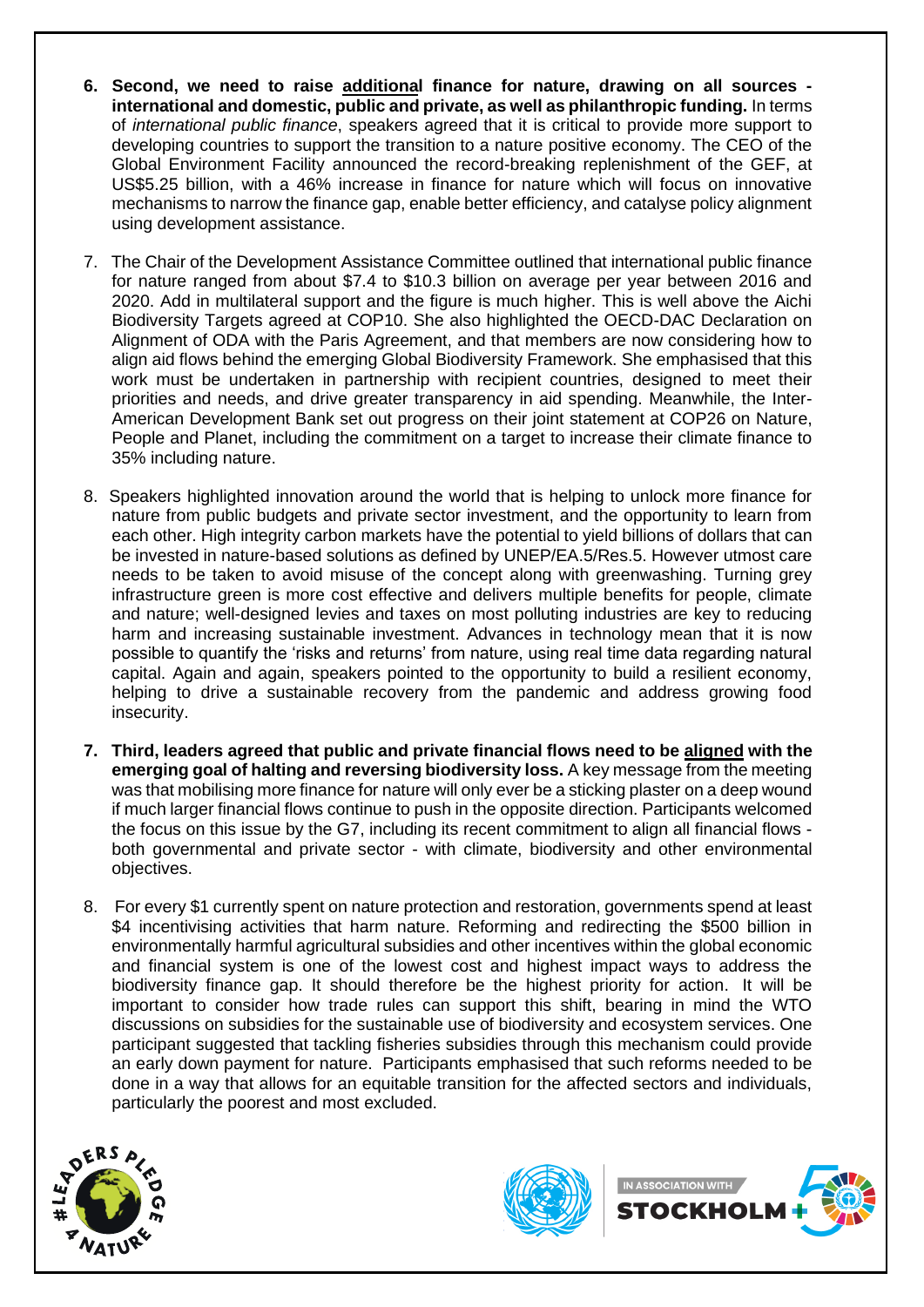6. **Second, we need to raise <u>additional</u> finance for nature, drawing on all sources - international and domestic, public and private, as well as philanthropic funding.** In terms of *international public finance*, speakers agreed that it is critical to provide more support to developing countries to support the transition to a nature positive economy. The CEO of the Global Environment Facility announced the record-breaking replenishment of the GEF, at US$5.25 billion, with a 46% increase in finance for nature which will focus on innovative mechanisms to narrow the finance gap, enable better efficiency, and catalyse policy alignment using development assistance.

7. The Chair of the Development Assistance Committee outlined that international public finance for nature ranged from about $7.4 to $10.3 billion on average per year between 2016 and 2020. Add in multilateral support and the figure is much higher. This is well above the Aichi Biodiversity Targets agreed at COP10. She also highlighted the OECD-DAC Declaration on Alignment of ODA with the Paris Agreement, and that members are now considering how to align aid flows behind the emerging Global Biodiversity Framework. She emphasised that this work must be undertaken in partnership with recipient countries, designed to meet their priorities and needs, and drive greater transparency in aid spending. Meanwhile, the Inter-American Development Bank set out progress on their joint statement at COP26 on Nature, People and Planet, including the commitment on a target to increase their climate finance to 35% including nature.

8. Speakers highlighted innovation around the world that is helping to unlock more finance for nature from public budgets and private sector investment, and the opportunity to learn from each other. High integrity carbon markets have the potential to yield billions of dollars that can be invested in nature-based solutions as defined by UNEP/EA.5/Res.5. However utmost care needs to be taken to avoid misuse of the concept along with greenwashing. Turning grey infrastructure green is more cost effective and delivers multiple benefits for people, climate and nature; well-designed levies and taxes on most polluting industries are key to reducing harm and increasing sustainable investment. Advances in technology mean that it is now possible to quantify the 'risks and returns' from nature, using real time data regarding natural capital. Again and again, speakers pointed to the opportunity to build a resilient economy, helping to drive a sustainable recovery from the pandemic and address growing food insecurity.

7. **Third, leaders agreed that public and private financial flows need to be <u>aligned</u> with the emerging goal of halting and reversing biodiversity loss.** A key message from the meeting was that mobilising more finance for nature will only ever be a sticking plaster on a deep wound if much larger financial flows continue to push in the opposite direction. Participants welcomed the focus on this issue by the G7, including its recent commitment to align all financial flows - both governmental and private sector - with climate, biodiversity and other environmental objectives.

8. For every $1 currently spent on nature protection and restoration, governments spend at least $4 incentivising activities that harm nature. Reforming and redirecting the $500 billion in environmentally harmful agricultural subsidies and other incentives within the global economic and financial system is one of the lowest cost and highest impact ways to address the biodiversity finance gap. It should therefore be the highest priority for action. It will be important to consider how trade rules can support this shift, bearing in mind the WTO discussions on subsidies for the sustainable use of biodiversity and ecosystem services. One participant suggested that tackling fisheries subsidies through this mechanism could provide an early down payment for nature. Participants emphasised that such reforms needed to be done in a way that allows for an equitable transition for the affected sectors and individuals, particularly the poorest and most excluded.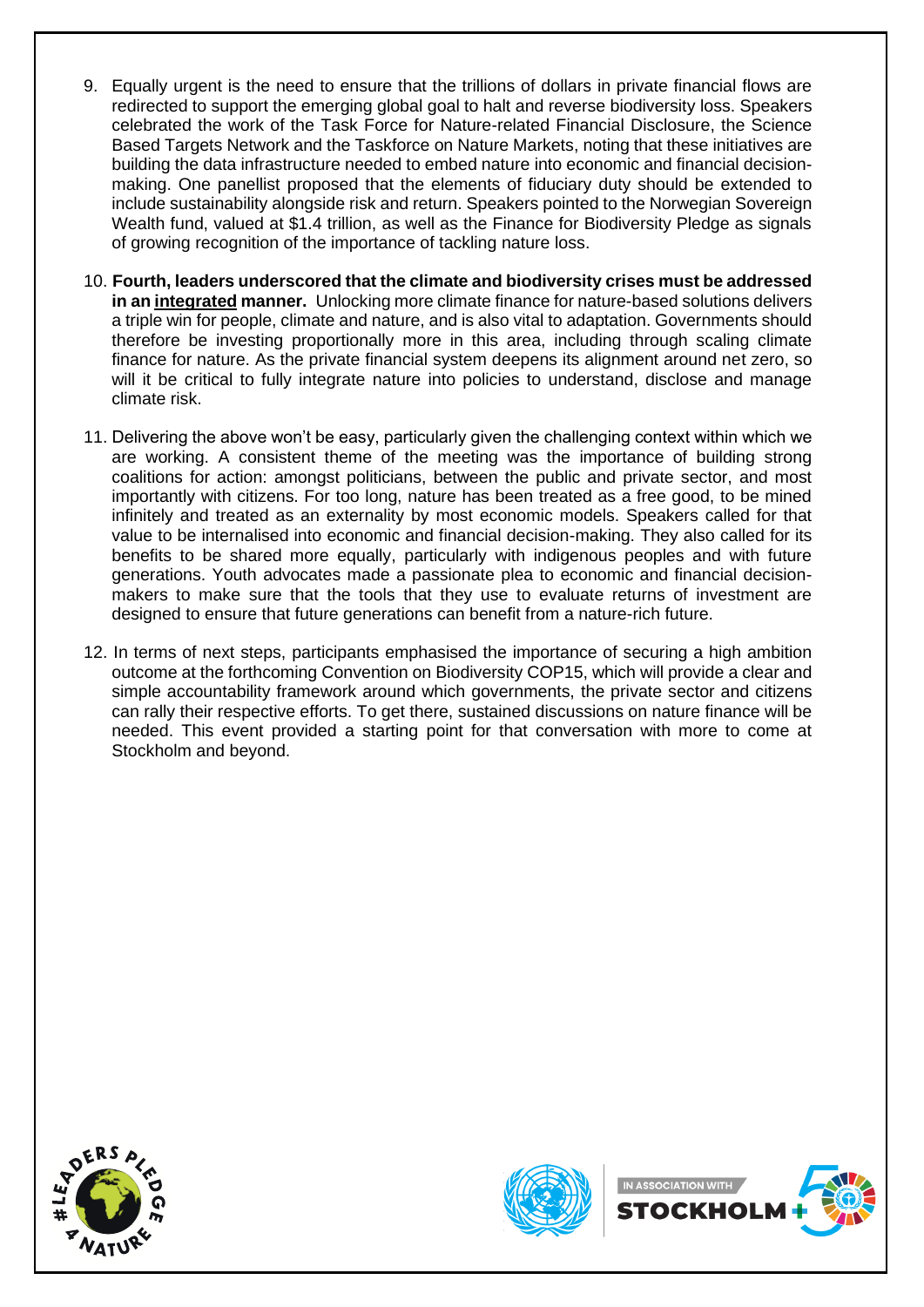9. Equally urgent is the need to ensure that the trillions of dollars in private financial flows are redirected to support the emerging global goal to halt and reverse biodiversity loss. Speakers celebrated the work of the Task Force for Nature-related Financial Disclosure, the Science Based Targets Network and the Taskforce on Nature Markets, noting that these initiatives are building the data infrastructure needed to embed nature into economic and financial decision-making. One panellist proposed that the elements of fiduciary duty should be extended to include sustainability alongside risk and return. Speakers pointed to the Norwegian Sovereign Wealth fund, valued at $1.4 trillion, as well as the Finance for Biodiversity Pledge as signals of growing recognition of the importance of tackling nature loss.

10. **Fourth, leaders underscored that the climate and biodiversity crises must be addressed in an <u>integrated</u> manner.** Unlocking more climate finance for nature-based solutions delivers a triple win for people, climate and nature, and is also vital to adaptation. Governments should therefore be investing proportionally more in this area, including through scaling climate finance for nature. As the private financial system deepens its alignment around net zero, so will it be critical to fully integrate nature into policies to understand, disclose and manage climate risk.

11. Delivering the above won't be easy, particularly given the challenging context within which we are working. A consistent theme of the meeting was the importance of building strong coalitions for action: amongst politicians, between the public and private sector, and most importantly with citizens. For too long, nature has been treated as a free good, to be mined infinitely and treated as an externality by most economic models. Speakers called for that value to be internalised into economic and financial decision-making. They also called for its benefits to be shared more equally, particularly with indigenous peoples and with future generations. Youth advocates made a passionate plea to economic and financial decision-makers to make sure that the tools that they use to evaluate returns of investment are designed to ensure that future generations can benefit from a nature-rich future.

12. In terms of next steps, participants emphasised the importance of securing a high ambition outcome at the forthcoming Convention on Biodiversity COP15, which will provide a clear and simple accountability framework around which governments, the private sector and citizens can rally their respective efforts. To get there, sustained discussions on nature finance will be needed. This event provided a starting point for that conversation with more to come at Stockholm and beyond.